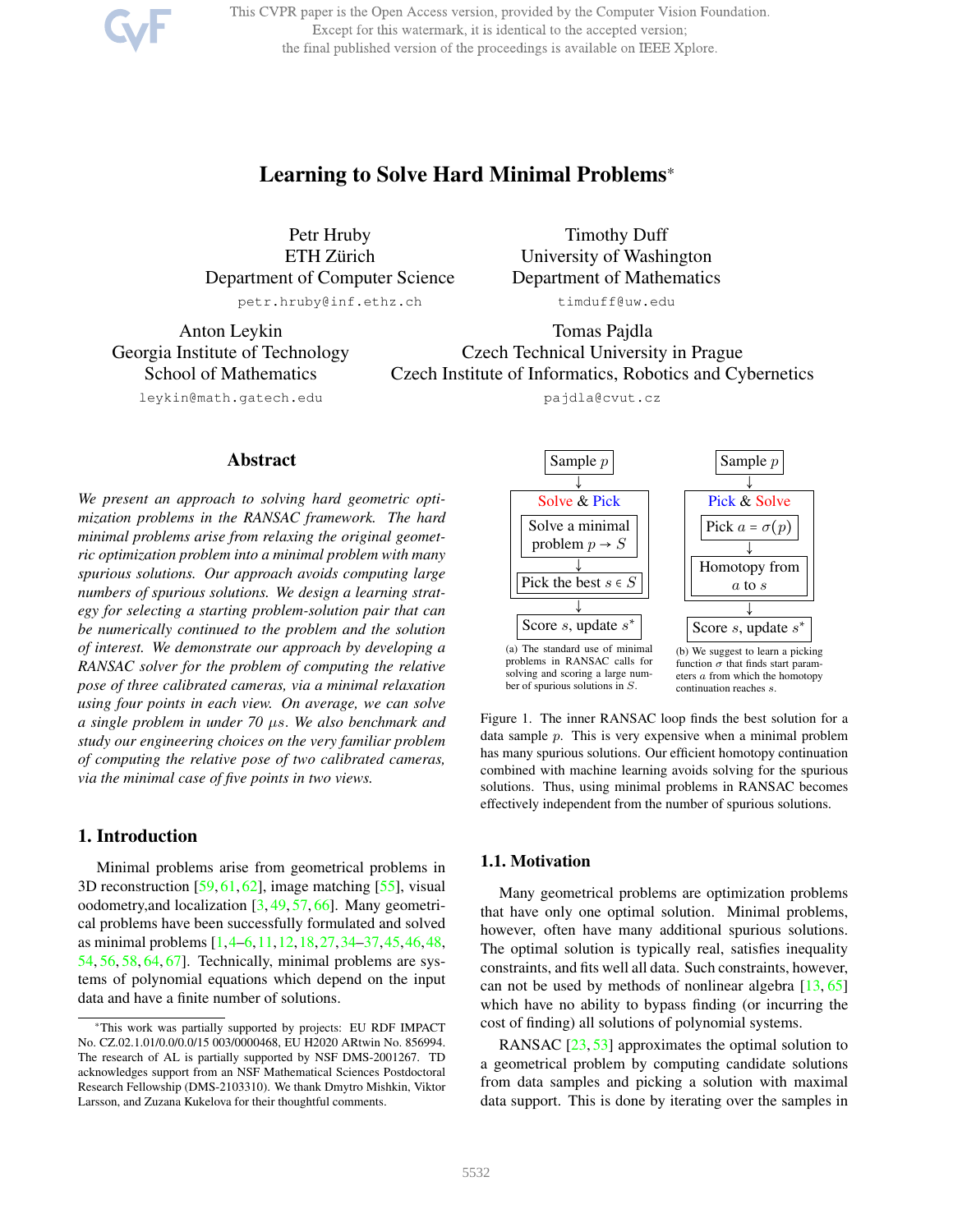# Learning to Solve Hard Minimal Problems*

Petr Hruby
ETH Zürich
Department of Computer Science
petr.hruby@inf.ethz.ch

Timothy Duff
University of Washington
Department of Mathematics
timduff@uw.edu

Anton Leykin
Georgia Institute of Technology
School of Mathematics
leykin@math.gatech.edu

Tomas Pajdla
Czech Technical University in Prague
Czech Institute of Informatics, Robotics and Cybernetics
pajdla@cvut.cz

## Abstract

*We present an approach to solving hard geometric optimization problems in the RANSAC framework. The hard minimal problems arise from relaxing the original geometric optimization problem into a minimal problem with many spurious solutions. Our approach avoids computing large numbers of spurious solutions. We design a learning strategy for selecting a starting problem-solution pair that can be numerically continued to the problem and the solution of interest. We demonstrate our approach by developing a RANSAC solver for the problem of computing the relative pose of three calibrated cameras, via a minimal relaxation using four points in each view. On average, we can solve a single problem in under 70 $\mu s$. We also benchmark and study our engineering choices on the very familiar problem of computing the relative pose of two calibrated cameras, via the minimal case of five points in two views.*

Sample $p$ → **Solve & Pick** [Solve a minimal problem $p \to S$ → Pick the best $s \in S$] → Score $s$, update $s^*$

(a) The standard use of minimal problems in RANSAC calls for solving and scoring a large number of spurious solutions in $S$.

Sample $p$ → **Pick & Solve** [Pick $a = \sigma(p)$ → Homotopy from $a$ to $s$] → Score $s$, update $s^*$

(b) We suggest to learn a picking function $\sigma$ that finds start parameters $a$ from which the homotopy continuation reaches $s$.

Figure 1. The inner RANSAC loop finds the best solution for a data sample $p$. This is very expensive when a minimal problem has many spurious solutions. Our efficient homotopy continuation combined with machine learning avoids solving for the spurious solutions. Thus, using minimal problems in RANSAC becomes effectively independent from the number of spurious solutions.

## 1. Introduction

Minimal problems arise from geometrical problems in 3D reconstruction [59, 61, 62], image matching [55], visual oodometry,and localization [3, 49, 57, 66]. Many geometrical problems have been successfully formulated and solved as minimal problems [1, 4–6, 11, 12, 18, 27, 34–37, 45, 46, 48, 54, 56, 58, 64, 67]. Technically, minimal problems are systems of polynomial equations which depend on the input data and have a finite number of solutions.

### 1.1. Motivation

Many geometrical problems are optimization problems that have only one optimal solution. Minimal problems, however, often have many additional spurious solutions. The optimal solution is typically real, satisfies inequality constraints, and fits well all data. Such constraints, however, can not be used by methods of nonlinear algebra [13, 65] which have no ability to bypass finding (or incurring the cost of finding) all solutions of polynomial systems.

RANSAC [23, 53] approximates the optimal solution to a geometrical problem by computing candidate solutions from data samples and picking a solution with maximal data support. This is done by iterating over the samples in

*This work was partially supported by projects: EU RDF IMPACT No. CZ.02.1.01/0.0/0.0/15 003/0000468, EU H2020 ARtwin No. 856994. The research of AL is partially supported by NSF DMS-2001267. TD acknowledges support from an NSF Mathematical Sciences Postdoctoral Research Fellowship (DMS-2103310). We thank Dmytro Mishkin, Viktor Larsson, and Zuzana Kukelova for their thoughtful comments.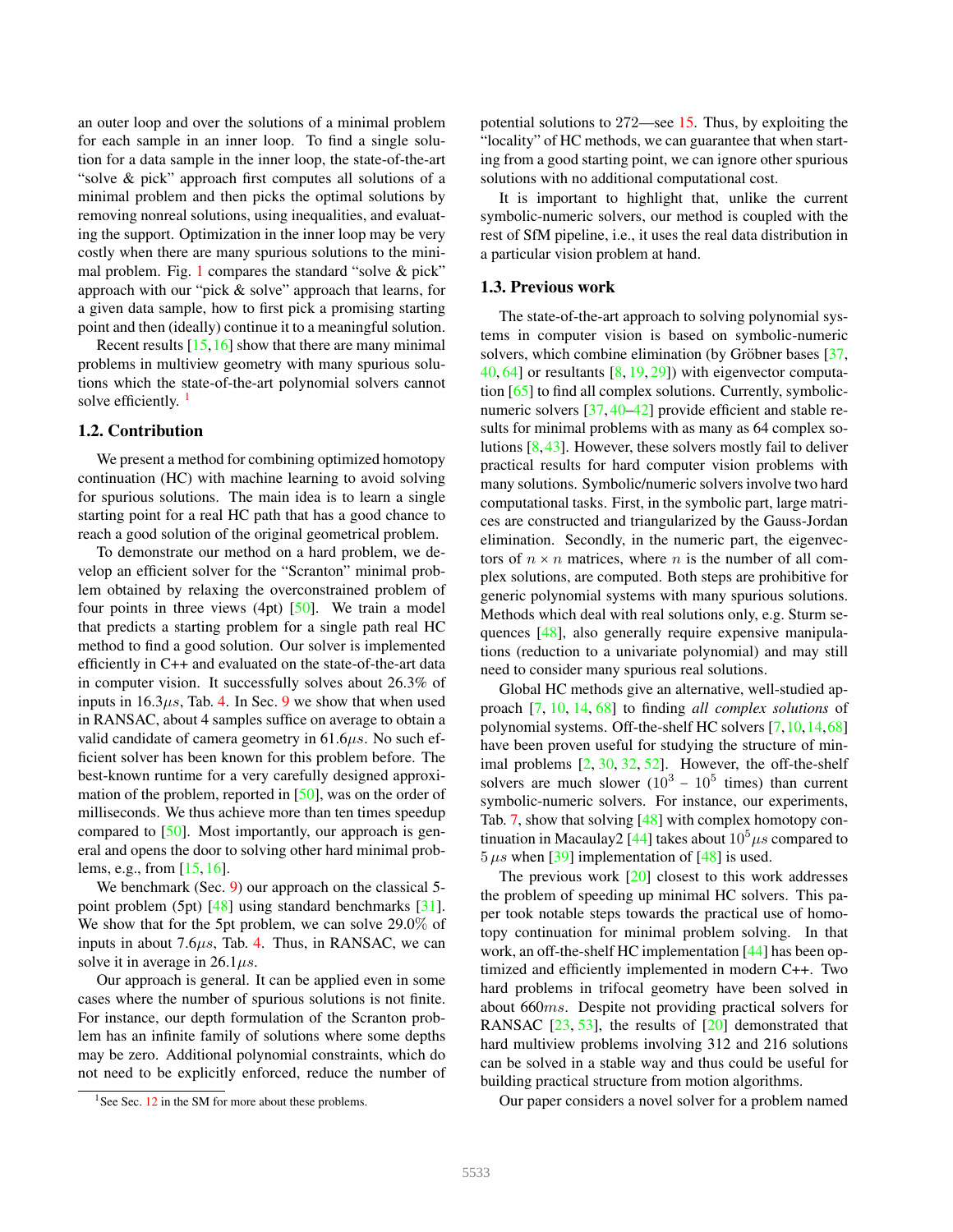an outer loop and over the solutions of a minimal problem for each sample in an inner loop. To find a single solution for a data sample in the inner loop, the state-of-the-art "solve & pick" approach first computes all solutions of a minimal problem and then picks the optimal solutions by removing nonreal solutions, using inequalities, and evaluating the support. Optimization in the inner loop may be very costly when there are many spurious solutions to the minimal problem. Fig. 1 compares the standard "solve & pick" approach with our "pick & solve" approach that learns, for a given data sample, how to first pick a promising starting point and then (ideally) continue it to a meaningful solution.

Recent results [15, 16] show that there are many minimal problems in multiview geometry with many spurious solutions which the state-of-the-art polynomial solvers cannot solve efficiently. [1]

### 1.2. Contribution

We present a method for combining optimized homotopy continuation (HC) with machine learning to avoid solving for spurious solutions. The main idea is to learn a single starting point for a real HC path that has a good chance to reach a good solution of the original geometrical problem.

To demonstrate our method on a hard problem, we develop an efficient solver for the "Scranton" minimal problem obtained by relaxing the overconstrained problem of four points in three views (4pt) [50]. We train a model that predicts a starting problem for a single path real HC method to find a good solution. Our solver is implemented efficiently in C++ and evaluated on the state-of-the-art data in computer vision. It successfully solves about 26.3% of inputs in $16.3\mu s$, Tab. 4. In Sec. 9 we show that when used in RANSAC, about 4 samples suffice on average to obtain a valid candidate of camera geometry in $61.6\mu s$. No such efficient solver has been known for this problem before. The best-known runtime for a very carefully designed approximation of the problem, reported in [50], was on the order of milliseconds. We thus achieve more than ten times speedup compared to [50]. Most importantly, our approach is general and opens the door to solving other hard minimal problems, e.g., from [15, 16].

We benchmark (Sec. 9) our approach on the classical 5-point problem (5pt) [48] using standard benchmarks [31]. We show that for the 5pt problem, we can solve 29.0% of inputs in about $7.6\mu s$, Tab. 4. Thus, in RANSAC, we can solve it in average in $26.1\mu s$.

Our approach is general. It can be applied even in some cases where the number of spurious solutions is not finite. For instance, our depth formulation of the Scranton problem has an infinite family of solutions where some depths may be zero. Additional polynomial constraints, which do not need to be explicitly enforced, reduce the number of potential solutions to 272—see 15. Thus, by exploiting the "locality" of HC methods, we can guarantee that when starting from a good starting point, we can ignore other spurious solutions with no additional computational cost.

It is important to highlight that, unlike the current symbolic-numeric solvers, our method is coupled with the rest of SfM pipeline, i.e., it uses the real data distribution in a particular vision problem at hand.

### 1.3. Previous work

The state-of-the-art approach to solving polynomial systems in computer vision is based on symbolic-numeric solvers, which combine elimination (by Gröbner bases [37, 40, 64] or resultants [8, 19, 29]) with eigenvector computation [65] to find all complex solutions. Currently, symbolic-numeric solvers [37, 40–42] provide efficient and stable results for minimal problems with as many as 64 complex solutions [8, 43]. However, these solvers mostly fail to deliver practical results for hard computer vision problems with many solutions. Symbolic/numeric solvers involve two hard computational tasks. First, in the symbolic part, large matrices are constructed and triangularized by the Gauss-Jordan elimination. Secondly, in the numeric part, the eigenvectors of $n \times n$ matrices, where $n$ is the number of all complex solutions, are computed. Both steps are prohibitive for generic polynomial systems with many spurious solutions. Methods which deal with real solutions only, e.g. Sturm sequences [48], also generally require expensive manipulations (reduction to a univariate polynomial) and may still need to consider many spurious real solutions.

Global HC methods give an alternative, well-studied approach [7, 10, 14, 68] to finding *all complex solutions* of polynomial systems. Off-the-shelf HC solvers [7, 10, 14, 68] have been proven useful for studying the structure of minimal problems [2, 30, 32, 52]. However, the off-the-shelf solvers are much slower ($10^3$ – $10^5$ times) than current symbolic-numeric solvers. For instance, our experiments, Tab. 7, show that solving [48] with complex homotopy continuation in Macaulay2 [44] takes about $10^5\mu s$ compared to $5\,\mu s$ when [39] implementation of [48] is used.

The previous work [20] closest to this work addresses the problem of speeding up minimal HC solvers. This paper took notable steps towards the practical use of homotopy continuation for minimal problem solving. In that work, an off-the-shelf HC implementation [44] has been optimized and efficiently implemented in modern C++. Two hard problems in trifocal geometry have been solved in about $660ms$. Despite not providing practical solvers for RANSAC [23, 53], the results of [20] demonstrated that hard multiview problems involving 312 and 216 solutions can be solved in a stable way and thus could be useful for building practical structure from motion algorithms.

Our paper considers a novel solver for a problem named

[1] See Sec. 12 in the SM for more about these problems.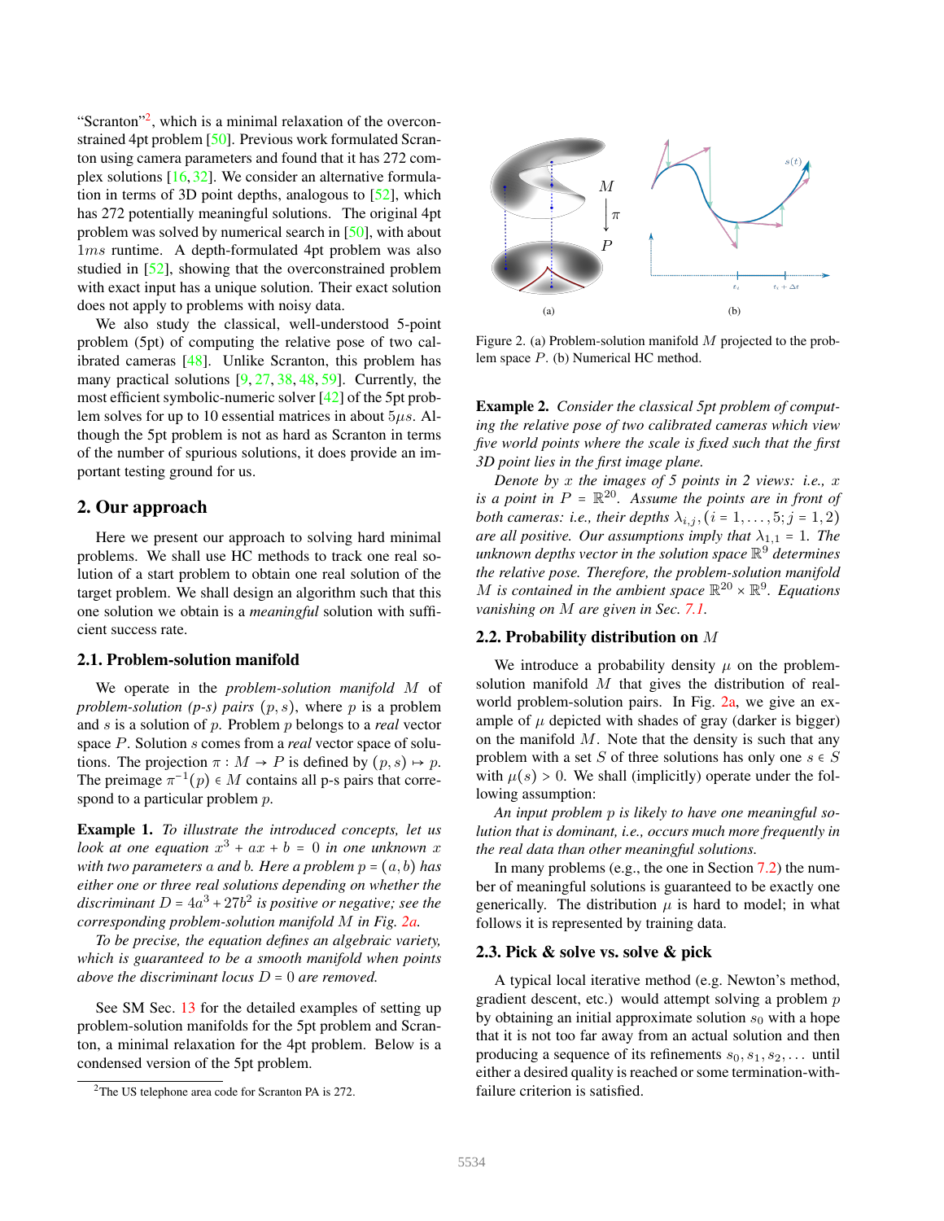"Scranton"[2], which is a minimal relaxation of the overconstrained 4pt problem [50]. Previous work formulated Scranton using camera parameters and found that it has 272 complex solutions [16, 32]. We consider an alternative formulation in terms of 3D point depths, analogous to [52], which has 272 potentially meaningful solutions. The original 4pt problem was solved by numerical search in [50], with about $1ms$ runtime. A depth-formulated 4pt problem was also studied in [52], showing that the overconstrained problem with exact input has a unique solution. Their exact solution does not apply to problems with noisy data.

We also study the classical, well-understood 5-point problem (5pt) of computing the relative pose of two calibrated cameras [48]. Unlike Scranton, this problem has many practical solutions [9, 27, 38, 48, 59]. Currently, the most efficient symbolic-numeric solver [42] of the 5pt problem solves for up to 10 essential matrices in about $5\mu s$. Although the 5pt problem is not as hard as Scranton in terms of the number of spurious solutions, it does provide an important testing ground for us.

## 2. Our approach

Here we present our approach to solving hard minimal problems. We shall use HC methods to track one real solution of a start problem to obtain one real solution of the target problem. We shall design an algorithm such that this one solution we obtain is a *meaningful* solution with sufficient success rate.

### 2.1. Problem-solution manifold

We operate in the *problem-solution manifold* $M$ of *problem-solution (p-s) pairs* $(p, s)$, where $p$ is a problem and $s$ is a solution of $p$. Problem $p$ belongs to a *real* vector space $P$. Solution $s$ comes from a *real* vector space of solutions. The projection $\pi : M \to P$ is defined by $(p, s) \mapsto p$. The preimage $\pi^{-1}(p) \in M$ contains all p-s pairs that correspond to a particular problem $p$.

**Example 1.** *To illustrate the introduced concepts, let us look at one equation $x^3 + ax + b = 0$ in one unknown $x$ with two parameters $a$ and $b$. Here a problem $p = (a, b)$ has either one or three real solutions depending on whether the discriminant $D = 4a^3 + 27b^2$ is positive or negative; see the corresponding problem-solution manifold $M$ in Fig. 2a.*

*To be precise, the equation defines an algebraic variety, which is guaranteed to be a smooth manifold when points above the discriminant locus $D = 0$ are removed.*

See SM Sec. 13 for the detailed examples of setting up problem-solution manifolds for the 5pt problem and Scranton, a minimal relaxation for the 4pt problem. Below is a condensed version of the 5pt problem.

[2] The US telephone area code for Scranton PA is 272.

Figure 2. (a) Problem-solution manifold $M$ projected to the problem space $P$. (b) Numerical HC method.

**Example 2.** *Consider the classical 5pt problem of computing the relative pose of two calibrated cameras which view five world points where the scale is fixed such that the first 3D point lies in the first image plane.*

*Denote by $x$ the images of 5 points in 2 views: i.e., $x$ is a point in $P = \mathbb{R}^{20}$. Assume the points are in front of both cameras: i.e., their depths $\lambda_{i,j}, (i = 1, \ldots, 5; j = 1, 2)$ are all positive. Our assumptions imply that $\lambda_{1,1} = 1$. The unknown depths in the solution space $\mathbb{R}^9$ determines the relative pose. Therefore, the problem-solution manifold $M$ is contained in the ambient space $\mathbb{R}^{20} \times \mathbb{R}^9$. Equations vanishing on $M$ are given in Sec. 7.1.*

### 2.2. Probability distribution on $M$

We introduce a probability density $\mu$ on the problem-solution manifold $M$ that gives the distribution of real-world problem-solution pairs. In Fig. 2a, we give an example of $\mu$ depicted with shades of gray (darker is bigger) on the manifold $M$. Note that the density is such that any problem with a set $S$ of three solutions has only one $s \in S$ with $\mu(s) > 0$. We shall (implicitly) operate under the following assumption:

*An input problem $p$ is likely to have one meaningful solution that is dominant, i.e., occurs much more frequently in the real data than other meaningful solutions.*

In many problems (e.g., the one in Section 7.2) the number of meaningful solutions is guaranteed to be exactly one generically. The distribution $\mu$ is hard to model; in what follows it is represented by training data.

### 2.3. Pick & solve vs. solve & pick

A typical local iterative method (e.g. Newton's method, gradient descent, etc.) would attempt solving a problem $p$ by obtaining an initial approximate solution $s_0$ with a hope that it is not too far away from an actual solution and then producing a sequence of its refinements $s_0, s_1, s_2, \ldots$ until either a desired quality is reached or some termination-with-failure criterion is satisfied.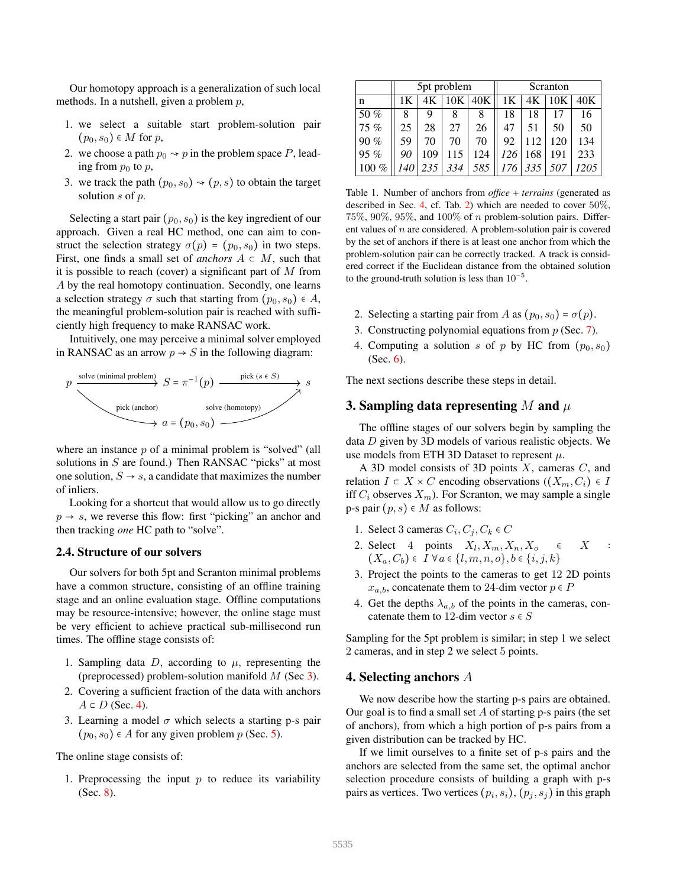Our homotopy approach is a generalization of such local methods. In a nutshell, given a problem $p$,

1. we select a suitable start problem-solution pair $(p_0, s_0) \in M$ for $p$,
2. we choose a path $p_0 \rightsquigarrow p$ in the problem space $P$, leading from $p_0$ to $p$,
3. we track the path $(p_0, s_0) \rightsquigarrow (p, s)$ to obtain the target solution $s$ of $p$.

Selecting a start pair $(p_0, s_0)$ is the key ingredient of our approach. Given a real HC method, one can aim to construct the selection strategy $\sigma(p) = (p_0, s_0)$ in two steps. First, one finds a small set of *anchors* $A \subset M$, such that it is possible to reach (cover) a significant part of $M$ from $A$ by the real homotopy continuation. Secondly, one learns a selection strategy $\sigma$ such that starting from $(p_0, s_0) \in A$, the meaningful problem-solution pair is reached with sufficiently high frequency to make RANSAC work.

Intuitively, one may perceive a minimal solver employed in RANSAC as an arrow $p \rightarrow S$ in the following diagram:

$$p \xrightarrow{\text{solve (minimal problem)}} S = \pi^{-1}(p) \xrightarrow{\text{pick } (s \in S)} s$$
$$p \xrightarrow{\text{pick (anchor)}} a = (p_0, s_0) \xrightarrow{\text{solve (homotopy)}} s$$

where an instance $p$ of a minimal problem is "solved" (all solutions in $S$ are found.) Then RANSAC "picks" at most one solution, $S \rightarrow s$, a candidate that maximizes the number of inliers.

Looking for a shortcut that would allow us to go directly $p \rightarrow s$, we reverse this flow: first "picking" an anchor and then tracking *one* HC path to "solve".

### 2.4. Structure of our solvers

Our solvers for both 5pt and Scranton minimal problems have a common structure, consisting of an offline training stage and an online evaluation stage. Offline computations may be resource-intensive; however, the online stage must be very efficient to achieve practical sub-millisecond run times. The offline stage consists of:

1. Sampling data $D$, according to $\mu$, representing the (preprocessed) problem-solution manifold $M$ (Sec 3).
2. Covering a sufficient fraction of the data with anchors $A \subset D$ (Sec. 4).
3. Learning a model $\sigma$ which selects a starting p-s pair $(p_0, s_0) \in A$ for any given problem $p$ (Sec. 5).

The online stage consists of:

1. Preprocessing the input $p$ to reduce its variability (Sec. 8).
2. Selecting a starting pair from $A$ as $(p_0, s_0) = \sigma(p)$.
3. Constructing polynomial equations from $p$ (Sec. 7).
4. Computing a solution $s$ of $p$ by HC from $(p_0, s_0)$ (Sec. 6).

The next sections describe these steps in detail.

| | 5pt problem | | | | Scranton | | | |
|---|---|---|---|---|---|---|---|---|
| n | 1K | 4K | 10K | 40K | 1K | 4K | 10K | 40K |
| 50 % | 8 | 9 | 8 | 8 | 18 | 18 | 17 | 16 |
| 75 % | 25 | 28 | 27 | 26 | 47 | 51 | 50 | 50 |
| 90 % | 59 | 70 | 70 | 70 | 92 | 112 | 120 | 134 |
| 95 % | *90* | 109 | 115 | 124 | *126* | 168 | 191 | 233 |
| 100 % | *140* | *235* | *334* | *585* | *176* | *335* | *507* | *1205* |

Table 1. Number of anchors from *office* + *terrains* (generated as described in Sec. 4, cf. Tab. 2) which are needed to cover 50%, 75%, 90%, 95%, and 100% of $n$ problem-solution pairs. Different values of $n$ are considered. A problem-solution pair is covered by the set of anchors if there is at least one anchor from which the problem-solution pair can be correctly tracked. A track is considered correct if the Euclidean distance from the obtained solution to the ground-truth solution is less than $10^{-5}$.

## 3. Sampling data representing $M$ and $\mu$

The offline stages of our solvers begin by sampling the data $D$ given by 3D models of various realistic objects. We use models from ETH 3D Dataset to represent $\mu$.

A 3D model consists of 3D points $X$, cameras $C$, and relation $I \subset X \times C$ encoding observations ($(X_m, C_i) \in I$ iff $C_i$ observes $X_m$). For Scranton, we may sample a single p-s pair $(p, s) \in M$ as follows:

1. Select 3 cameras $C_i, C_j, C_k \in C$
2. Select 4 points $X_l, X_m, X_n, X_o \in X$ : $(X_a, C_b) \in I \; \forall a \in \{l, m, n, o\}, b \in \{i, j, k\}$
3. Project the points to the cameras to get 12 2D points $x_{a,b}$, concatenate them to 24-dim vector $p \in P$
4. Get the depths $\lambda_{a,b}$ of the points in the cameras, concatenate them to 12-dim vector $s \in S$

Sampling for the 5pt problem is similar; in step 1 we select 2 cameras, and in step 2 we select 5 points.

## 4. Selecting anchors $A$

We now describe how the starting p-s pairs are obtained. Our goal is to find a small set $A$ of starting p-s pairs (the set of anchors), from which a high portion of p-s pairs from a given distribution can be tracked by HC.

If we limit ourselves to a finite set of p-s pairs and the anchors are selected from the same set, the optimal anchor selection procedure consists of building a graph with p-s pairs as vertices. Two vertices $(p_i, s_i), (p_j, s_j)$ in this graph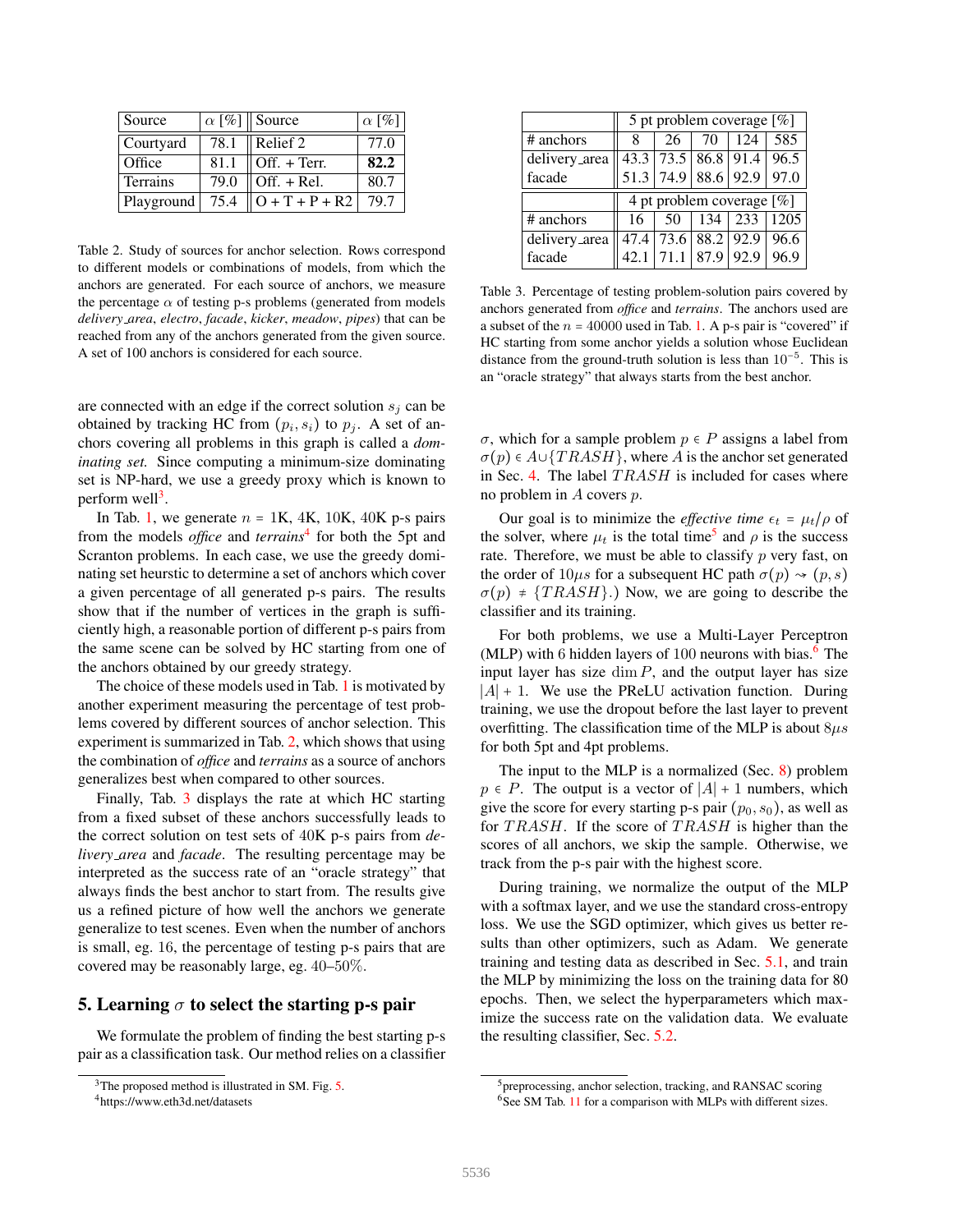| Source | $\alpha$ [%] | Source | $\alpha$ [%] |
|---|---|---|---|
| Courtyard | 78.1 | Relief 2 | 77.0 |
| Office | 81.1 | Off. + Terr. | **82.2** |
| Terrains | 79.0 | Off. + Rel. | 80.7 |
| Playground | 75.4 | O + T + P + R2 | 79.7 |

Table 2. Study of sources for anchor selection. Rows correspond to different models or combinations of models, from which the anchors are generated. For each source of anchors, we measure the percentage $\alpha$ of testing p-s problems (generated from models *delivery_area*, *electro*, *facade*, *kicker*, *meadow*, *pipes*) that can be reached from any of the anchors generated from the given source. A set of 100 anchors is considered for each source.

| | 5 pt problem coverage [%] | | | | |
|---|---|---|---|---|---|
| # anchors | 8 | 26 | 70 | 124 | 585 |
| delivery_area | 43.3 | 73.5 | 86.8 | 91.4 | 96.5 |
| facade | 51.3 | 74.9 | 88.6 | 92.9 | 97.0 |
| | 4 pt problem coverage [%] | | | | |
| # anchors | 16 | 50 | 134 | 233 | 1205 |
| delivery_area | 47.4 | 73.6 | 88.2 | 92.9 | 96.6 |
| facade | 42.1 | 71.1 | 87.9 | 92.9 | 96.9 |

Table 3. Percentage of testing problem-solution pairs covered by anchors generated from *office* and *terrains*. The anchors used are a subset of the $n = 40000$ used in Tab. 1. A p-s pair is "covered" if HC starting from some anchor yields a solution whose Euclidean distance from the ground-truth solution is less than $10^{-5}$. This is an "oracle strategy" that always starts from the best anchor.

are connected with an edge if the correct solution $s_j$ can be obtained by tracking HC from $(p_i, s_i)$ to $p_j$. A set of anchors covering all problems in this graph is called a *dominating set*. Since computing a minimum-size dominating set is NP-hard, we use a greedy proxy which is known to perform well[3].

In Tab. 1, we generate $n$ = 1K, 4K, 10K, 40K p-s pairs from the models *office* and *terrains*[4] for both the 5pt and Scranton problems. In each case, we use the greedy dominating set heurstic to determine a set of anchors which cover a given percentage of all generated p-s pairs. The results show that if the number of vertices in the graph is sufficiently high, a reasonable portion of different p-s pairs from the same scene can be solved by HC starting from one of the anchors obtained by our greedy strategy.

The choice of these models used in Tab. 1 is motivated by another experiment measuring the percentage of test problems covered by different sources of anchor selection. This experiment is summarized in Tab. 2, which shows that using the combination of *office* and *terrains* as a source of anchors generalizes best when compared to other sources.

Finally, Tab. 3 displays the rate at which HC starting from a fixed subset of these anchors successfully leads to the correct solution on test sets of 40K p-s pairs from *delivery_area* and *facade*. The resulting percentage may be interpreted as the success rate of an "oracle strategy" that always finds the best anchor to start from. The results give us a refined picture of how well the anchors we generate generalize to test scenes. Even when the number of anchors is small, eg. 16, the percentage of testing p-s pairs that are covered may be reasonably large, eg. 40–50%.

## 5. Learning $\sigma$ to select the starting p-s pair

We formulate the problem of finding the best starting p-s pair as a classification task. Our method relies on a classifier $\sigma$, which for a sample problem $p \in P$ assigns a label from $\sigma(p) \in A \cup \{TRASH\}$, where $A$ is the anchor set generated in Sec. 4. The label $TRASH$ is included for cases where no problem in $A$ covers $p$.

Our goal is to minimize the *effective time* $\epsilon_t = \mu_t/\rho$ of the solver, where $\mu_t$ is the total time[5] and $\rho$ is the success rate. Therefore, we must be able to classify $p$ very fast, on the order of $10\mu s$ for a subsequent HC path $\sigma(p) \rightsquigarrow (p, s)$ $\sigma(p) \neq \{TRASH\}$.) Now, we are going to describe the classifier and its training.

For both problems, we use a Multi-Layer Perceptron (MLP) with 6 hidden layers of 100 neurons with bias.[6] The input layer has size $\dim P$, and the output layer has size $|A| + 1$. We use the PReLU activation function. During training, we use the dropout before the last layer to prevent overfitting. The classification time of the MLP is about $8\mu s$ for both 5pt and 4pt problems.

The input to the MLP is a normalized (Sec. 8) problem $p \in P$. The output is a vector of $|A| + 1$ numbers, which give the score for every starting p-s pair $(p_0, s_0)$, as well as for $TRASH$. If the score of $TRASH$ is higher than the scores of all anchors, we skip the sample. Otherwise, we track from the p-s pair with the highest score.

During training, we normalize the output of the MLP with a softmax layer, and we use the standard cross-entropy loss. We use the SGD optimizer, which gives us better results than other optimizers, such as Adam. We generate training and testing data as described in Sec. 5.1, and train the MLP by minimizing the loss on the training data for 80 epochs. Then, we select the hyperparameters which maximize the success rate on the validation data. We evaluate the resulting classifier, Sec. 5.2.

[3] The proposed method is illustrated in SM. Fig. 5.

[4] https://www.eth3d.net/datasets

[5] preprocessing, anchor selection, tracking, and RANSAC scoring

[6] See SM Tab. 11 for a comparison with MLPs with different sizes.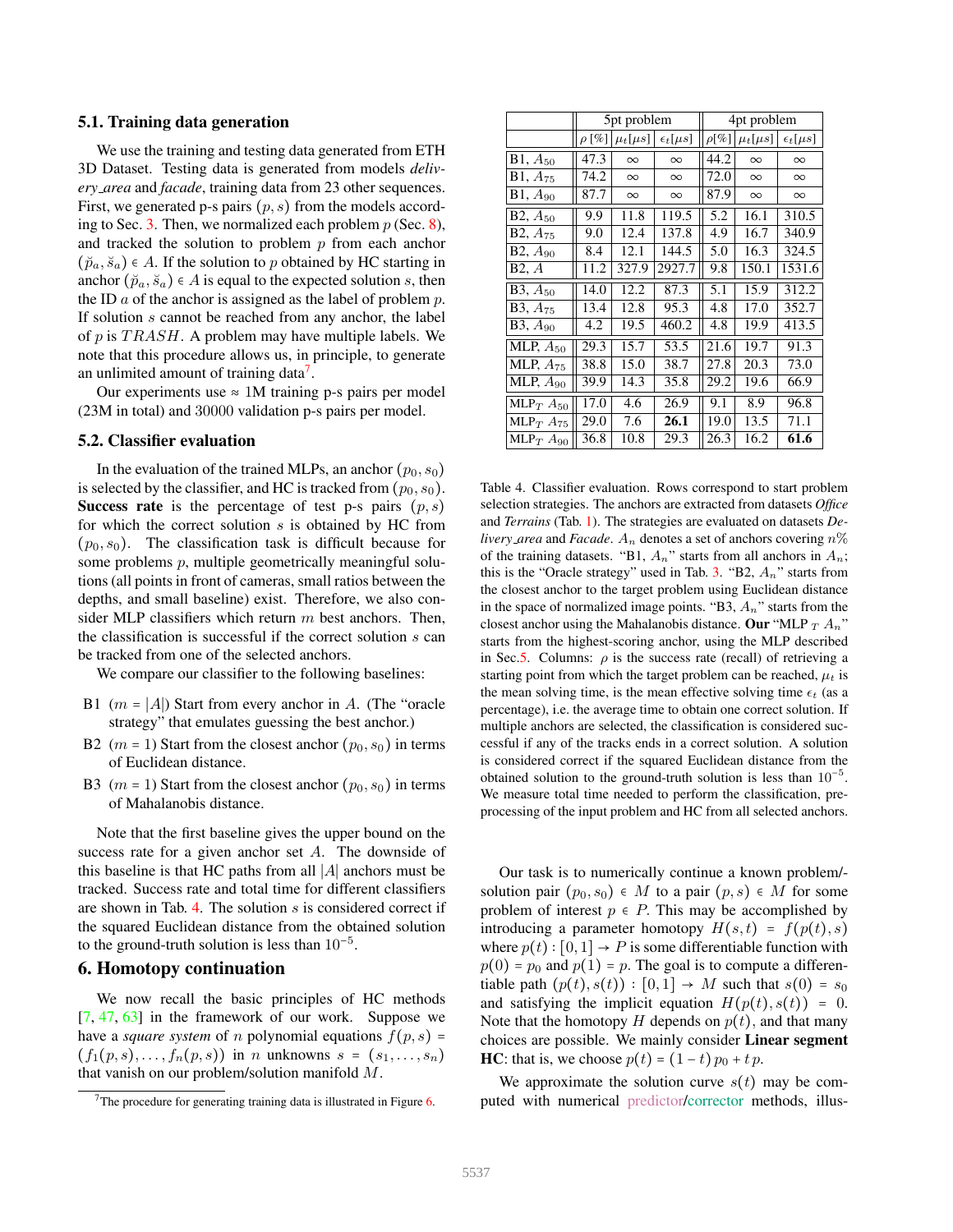### 5.1. Training data generation

We use the training and testing data generated from ETH 3D Dataset. Testing data is generated from models *delivery_area* and *facade*, training data from 23 other sequences. First, we generated p-s pairs $(p, s)$ from the models according to Sec. 3. Then, we normalized each problem $p$ (Sec. 8), and tracked the solution to problem $p$ from each anchor $(\breve{p}_a, \breve{s}_a) \in A$. If the solution to $p$ obtained by HC starting in anchor $(\breve{p}_a, \breve{s}_a) \in A$ is equal to the expected solution $s$, then the ID $a$ of the anchor is assigned as the label of problem $p$. If solution $s$ cannot be reached from any anchor, the label of $p$ is $TRASH$. A problem may have multiple labels. We note that this procedure allows us, in principle, to generate an unlimited amount of training data[7].

Our experiments use ≈ 1M training p-s pairs per model (23M in total) and 30000 validation p-s pairs per model.

### 5.2. Classifier evaluation

In the evaluation of the trained MLPs, an anchor $(p_0, s_0)$ is selected by the classifier, and HC is tracked from $(p_0, s_0)$. **Success rate** is the percentage of test p-s pairs $(p, s)$ for which the correct solution $s$ is obtained by HC from $(p_0, s_0)$. The classification task is difficult because for some problems $p$, multiple geometrically meaningful solutions (all points in front of cameras, small ratios between the depths, and small baseline) exist. Therefore, we also consider MLP classifiers which return $m$ best anchors. Then, the classification is successful if the correct solution $s$ can be tracked from one of the selected anchors.

We compare our classifier to the following baselines:

- B1 ($m = |A|$) Start from every anchor in $A$. (The "oracle strategy" that emulates guessing the best anchor.)
- B2 ($m = 1$) Start from the closest anchor $(p_0, s_0)$ in terms of Euclidean distance.
- B3 ($m = 1$) Start from the closest anchor $(p_0, s_0)$ in terms of Mahalanobis distance.

Note that the first baseline gives the upper bound on the success rate for a given anchor set $A$. The downside of this baseline is that HC paths from all $|A|$ anchors must be tracked. Success rate and total time for different classifiers are shown in Tab. 4. The solution $s$ is considered correct if the squared Euclidean distance from the obtained solution to the ground-truth solution is less than $10^{-5}$.

| | 5pt problem | | | 4pt problem | | |
|---|---|---|---|---|---|---|
| | $\rho$ [%] | $\mu_t[\mu s]$ | $\epsilon_t[\mu s]$ | $\rho$[%] | $\mu_t[\mu s]$ | $\epsilon_t[\mu s]$ |
| B1, $A_{50}$ | 47.3 | $\infty$ | $\infty$ | 44.2 | $\infty$ | $\infty$ |
| B1, $A_{75}$ | 74.2 | $\infty$ | $\infty$ | 72.0 | $\infty$ | $\infty$ |
| B1, $A_{90}$ | 87.7 | $\infty$ | $\infty$ | 87.9 | $\infty$ | $\infty$ |
| B2, $A_{50}$ | 9.9 | 11.8 | 119.5 | 5.2 | 16.1 | 310.5 |
| B2, $A_{75}$ | 9.0 | 12.4 | 137.8 | 4.9 | 16.7 | 340.9 |
| B2, $A_{90}$ | 8.4 | 12.1 | 144.5 | 5.0 | 16.3 | 324.5 |
| B2, $A$ | 11.2 | 327.9 | 2927.7 | 9.8 | 150.1 | 1531.6 |
| B3, $A_{50}$ | 14.0 | 12.2 | 87.3 | 5.1 | 15.9 | 312.2 |
| B3, $A_{75}$ | 13.4 | 12.8 | 95.3 | 4.8 | 17.0 | 352.7 |
| B3, $A_{90}$ | 4.2 | 19.5 | 460.2 | 4.8 | 19.9 | 413.5 |
| MLP, $A_{50}$ | 29.3 | 15.7 | 53.5 | 21.6 | 19.7 | 91.3 |
| MLP, $A_{75}$ | 38.8 | 15.0 | 38.7 | 27.8 | 20.3 | 73.0 |
| MLP, $A_{90}$ | 39.9 | 14.3 | 35.8 | 29.2 | 19.6 | 66.9 |
| MLP$_T$ $A_{50}$ | 17.0 | 4.6 | 26.9 | 9.1 | 8.9 | 96.8 |
| MLP$_T$ $A_{75}$ | 29.0 | 7.6 | **26.1** | 19.0 | 13.5 | 71.1 |
| MLP$_T$ $A_{90}$ | 36.8 | 10.8 | 29.3 | 26.3 | 16.2 | **61.6** |

Table 4. Classifier evaluation. Rows correspond to start problem selection strategies. The anchors are extracted from datasets *Office* and *Terrains* (Tab. 1). The strategies are evaluated on datasets *Delivery_area* and *Facade*. $A_n$ denotes a set of anchors covering $n$% of the training datasets. "B1, $A_n$" starts from all anchors in $A_n$; this is the "Oracle strategy" used in Tab. 3. "B2, $A_n$" starts from the closest anchor to the target problem using Euclidean distance in the space of normalized image points. "B3, $A_n$" starts from the closest anchor using the Mahalanobis distance. **Our** "MLP $_T$ $A_n$" starts from the highest-scoring anchor, using the MLP described in Sec.5. Columns: $\rho$ is the success rate (recall) of retrieving a starting point from which the target problem can be reached, $\mu_t$ is the mean solving time, is the mean effective solving time $\epsilon_t$ (as a percentage), i.e. the average time to obtain one correct solution. If multiple anchors are selected, the classification is considered successful if any of the tracks ends in a correct solution. A solution is considered correct if the squared Euclidean distance from the obtained solution to the ground-truth solution is less than $10^{-5}$. We measure total time needed to perform the classification, preprocessing of the input problem and HC from all selected anchors.

## 6. Homotopy continuation

We now recall the basic principles of HC methods [7, 47, 63] in the framework of our work. Suppose we have a *square system* of $n$ polynomial equations $f(p, s) = (f_1(p, s), \ldots, f_n(p, s))$ in $n$ unknowns $s = (s_1, \ldots, s_n)$ that vanish on our problem/solution manifold $M$.

Our task is to numerically continue a known problem/-solution pair $(p_0, s_0) \in M$ to a pair $(p, s) \in M$ for some problem of interest $p \in P$. This may be accomplished by introducing a parameter homotopy $H(s, t) = f(p(t), s)$ where $p(t) : [0, 1] \to P$ is some differentiable function with $p(0) = p_0$ and $p(1) = p$. The goal is to compute a differentiable path $(p(t), s(t)) : [0, 1] \to M$ such that $s(0) = s_0$ and satisfying the implicit equation $H(p(t), s(t)) = 0$. Note that the homotopy $H$ depends on $p(t)$, and that many choices are possible. We mainly consider **Linear segment HC**: that is, we choose $p(t) = (1 - t)\, p_0 + t\, p$.

We approximate the solution curve $s(t)$ may be computed with numerical predictor/corrector methods, illus-

[7] The procedure for generating training data is illustrated in Figure 6.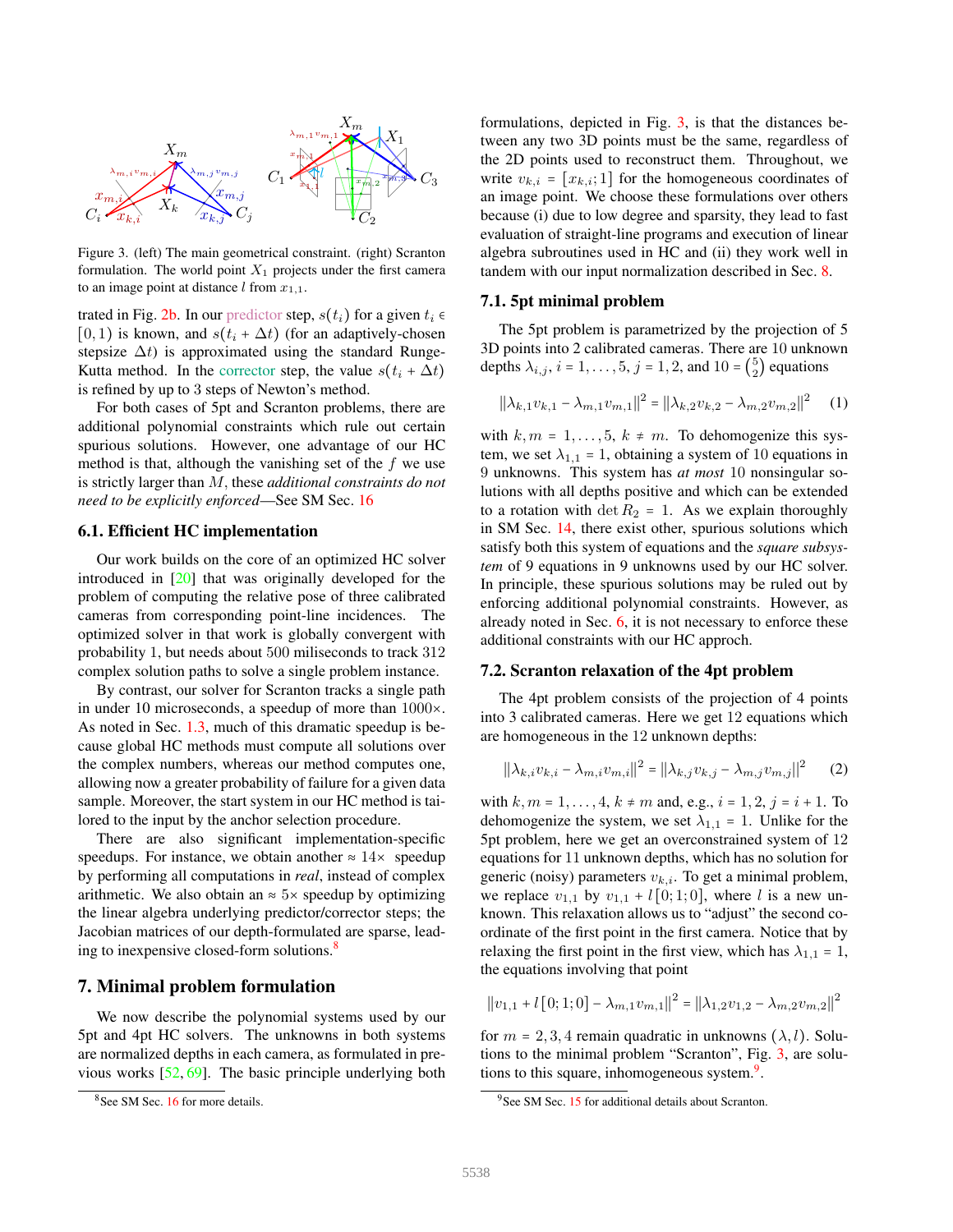Figure 3. (left) The main geometrical constraint. (right) Scranton formulation. The world point $X_1$ projects under the first camera to an image point at distance $l$ from $x_{1,1}$.

trated in Fig. 2b. In our predictor step, $s(t_i)$ for a given $t_i \in [0,1)$ is known, and $s(t_i + \Delta t)$ (for an adaptively-chosen stepsize $\Delta t$) is approximated using the standard Runge-Kutta method. In the corrector step, the value $s(t_i + \Delta t)$ is refined by up to 3 steps of Newton's method.

For both cases of 5pt and Scranton problems, there are additional polynomial constraints which rule out certain spurious solutions. However, one advantage of our HC method is that, although the vanishing set of the $f$ we use is strictly larger than $M$, these *additional constraints do not need to be explicitly enforced*—See SM Sec. 16

## 6.1. Efficient HC implementation

Our work builds on the core of an optimized HC solver introduced in [20] that was originally developed for the problem of computing the relative pose of three calibrated cameras from corresponding point-line incidences. The optimized solver in that work is globally convergent with probability 1, but needs about 500 miliseconds to track 312 complex solution paths to solve a single problem instance.

By contrast, our solver for Scranton tracks a single path in under 10 microseconds, a speedup of more than $1000\times$. As noted in Sec. 1.3, much of this dramatic speedup is because global HC methods must compute all solutions over the complex numbers, whereas our method computes one, allowing now a greater probability of failure for a given data sample. Moreover, the start system in our HC method is tailored to the input by the anchor selection procedure.

There are also significant implementation-specific speedups. For instance, we obtain another $\approx 14\times$ speedup by performing all computations in *real*, instead of complex arithmetic. We also obtain an $\approx 5\times$ speedup by optimizing the linear algebra underlying predictor/corrector steps; the Jacobian matrices of our depth-formulated are sparse, leading to inexpensive closed-form solutions.[8]

# 7. Minimal problem formulation

We now describe the polynomial systems used by our 5pt and 4pt HC solvers. The unknowns in both systems are normalized depths in each camera, as formulated in previous works [52, 69]. The basic principle underlying both formulations, depicted in Fig. 3, is that the distances between any two 3D points must be the same, regardless of the 2D points used to reconstruct them. Throughout, we write $v_{k,i} = [x_{k,i}; 1]$ for the homogeneous coordinates of an image point. We choose these formulations over others because (i) due to low degree and sparsity, they lead to fast evaluation of straight-line programs and execution of linear algebra subroutines used in HC and (ii) they work well in tandem with our input normalization described in Sec. 8.

## 7.1. 5pt minimal problem

The 5pt problem is parametrized by the projection of 5 3D points into 2 calibrated cameras. There are 10 unknown depths $\lambda_{i,j}$, $i = 1,\dots,5$, $j = 1,2$, and $10 = \binom{5}{2}$ equations

$$\|\lambda_{k,1}v_{k,1} - \lambda_{m,1}v_{m,1}\|^2 = \|\lambda_{k,2}v_{k,2} - \lambda_{m,2}v_{m,2}\|^2 \quad (1)$$

with $k,m = 1,\dots,5$, $k \neq m$. To dehomogenize this system, we set $\lambda_{1,1} = 1$, obtaining a system of 10 equations in 9 unknowns. This system has *at most* 10 nonsingular solutions with all depths positive and which can be extended to a rotation with $\det R_2 = 1$. As we explain thoroughly in SM Sec. 14, there exist other, spurious solutions which satisfy both this system of equations and the *square subsystem* of 9 equations in 9 unknowns used by our HC solver. In principle, these spurious solutions may be ruled out by enforcing additional polynomial constraints. However, as already noted in Sec. 6, it is not necessary to enforce these additional constraints with our HC approch.

## 7.2. Scranton relaxation of the 4pt problem

The 4pt problem consists of the projection of 4 points into 3 calibrated cameras. Here we get 12 equations which are homogeneous in the 12 unknown depths:

$$\|\lambda_{k,i}v_{k,i} - \lambda_{m,i}v_{m,i}\|^2 = \|\lambda_{k,j}v_{k,j} - \lambda_{m,j}v_{m,j}\|^2 \quad (2)$$

with $k,m = 1,\dots,4$, $k \neq m$ and, e.g., $i = 1,2$, $j = i+1$. To dehomogenize the system, we set $\lambda_{1,1} = 1$. Unlike for the 5pt problem, here we get an overconstrained system of 12 equations for 11 unknown depths, which has no solution for generic (noisy) parameters $v_{k,i}$. To get a minimal problem, we replace $v_{1,1}$ by $v_{1,1} + l[0;1;0]$, where $l$ is a new unknown. This relaxation allows us to "adjust" the second coordinate of the first point in the first camera. Notice that by relaxing the first point in the first view, which has $\lambda_{1,1} = 1$, the equations involving that point

$$\|v_{1,1} + l[0;1;0] - \lambda_{m,1}v_{m,1}\|^2 = \|\lambda_{1,2}v_{1,2} - \lambda_{m,2}v_{m,2}\|^2$$

for $m = 2,3,4$ remain quadratic in unknowns $(\lambda, l)$. Solutions to the minimal problem "Scranton", Fig. 3, are solutions to this square, inhomogeneous system.[9].

[8] See SM Sec. 16 for more details.

[9] See SM Sec. 15 for additional details about Scranton.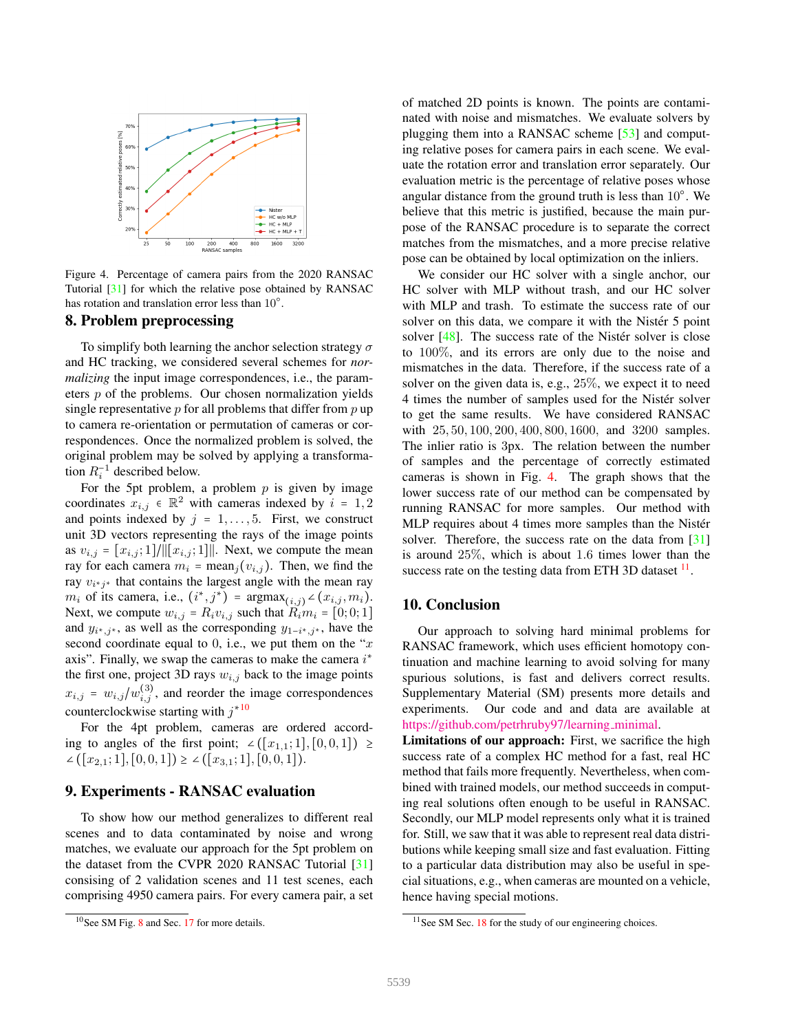Figure 4. Percentage of camera pairs from the 2020 RANSAC Tutorial [31] for which the relative pose obtained by RANSAC has rotation and translation error less than $10^\circ$.

## 8. Problem preprocessing

To simplify both learning the anchor selection strategy $\sigma$ and HC tracking, we considered several schemes for *normalizing* the input image correspondences, i.e., the parameters $p$ of the problems. Our chosen normalization yields single representative $p$ for all problems that differ from $p$ up to camera re-orientation or permutation of cameras or correspondences. Once the normalized problem is solved, the original problem may be solved by applying a transformation $R_i^{-1}$ described below.

For the 5pt problem, a problem $p$ is given by image coordinates $x_{i,j} \in \mathbb{R}^2$ with cameras indexed by $i = 1,2$ and points indexed by $j = 1,\dots,5$. First, we construct unit 3D vectors representing the rays of the image points as $v_{i,j} = [x_{i,j};1]/\|[x_{i,j};1]\|$. Next, we compute the mean ray for each camera $m_i = \text{mean}_j(v_{i,j})$. Then, we find the ray $v_{i^*j^*}$ that contains the largest angle with the mean ray $m_i$ of its camera, i.e., $(i^*,j^*) = \text{argmax}_{(i,j)} \angle(x_{i,j}, m_i)$. Next, we compute $w_{i,j} = R_i v_{i,j}$ such that $R_i m_i = [0;0;1]$ and $y_{i^*,j^*}$, as well as the corresponding $y_{1-i^*,j^*}$, have the second coordinate equal to 0, i.e., we put them on the "$x$ axis". Finally, we swap the cameras to make the camera $i^*$ the first one, project 3D rays $w_{i,j}$ back to the image points $x_{i,j} = w_{i,j}/w_{i,j}^{(3)}$, and reorder the image correspondences counterclockwise starting with $j^*$[10]

For the 4pt problem, cameras are ordered according to angles of the first point; $\angle([x_{1,1};1],[0,0,1]) \geq \angle([x_{2,1};1],[0,0,1]) \geq \angle([x_{3,1};1],[0,0,1])$.

## 9. Experiments - RANSAC evaluation

To show how our method generalizes to different real scenes and to data contaminated by noise and wrong matches, we evaluate our approach for the 5pt problem on the dataset from the CVPR 2020 RANSAC Tutorial [31] consising of 2 validation scenes and 11 test scenes, each comprising 4950 camera pairs. For every camera pair, a set of matched 2D points is known. The points are contaminated with noise and mismatches. We evaluate solvers by plugging them into a RANSAC scheme [53] and computing relative poses for camera pairs in each scene. We evaluate the rotation error and translation error separately. Our evaluation metric is the percentage of relative poses whose angular distance from the ground truth is less than $10^\circ$. We believe that this metric is justified, because the main purpose of the RANSAC procedure is to separate the correct matches from the mismatches, and a more precise relative pose can be obtained by local optimization on the inliers.

We consider our HC solver with a single anchor, our HC solver with MLP without trash, and our HC solver with MLP and trash. To estimate the success rate of our solver on this data, we compare it with the Nistér 5 point solver [48]. The success rate of the Nistér solver is close to $100\%$, and its errors are only due to the noise and mismatches in the data. Therefore, if the success rate of a solver on the given data is, e.g., $25\%$, we expect it to need 4 times the number of samples used for the Nistér solver to get the same results. We have considered RANSAC with $25, 50, 100, 200, 400, 800, 1600$, and $3200$ samples. The inlier ratio is 3px. The relation between the number of samples and the percentage of correctly estimated cameras is shown in Fig. 4. The graph shows that the lower success rate of our method can be compensated by running RANSAC for more samples. Our method with MLP requires about 4 times more samples than the Nistér solver. Therefore, the success rate on the data from [31] is around $25\%$, which is about 1.6 times lower than the success rate on the testing data from ETH 3D dataset [11].

## 10. Conclusion

Our approach to solving hard minimal problems for RANSAC framework, which uses efficient homotopy continuation and machine learning to avoid solving for many spurious solutions, is fast and delivers correct results. Supplementary Material (SM) presents more details and experiments. Our code and and data are available at https://github.com/petrhruby97/learning_minimal.

**Limitations of our approach:** First, we sacrifice the high success rate of a complex HC method for a fast, real HC method that fails more frequently. Nevertheless, when combined with trained models, our method succeeds in computing real solutions often enough to be useful in RANSAC. Secondly, our MLP model represents only what it is trained for. Still, we saw that it was able to represent real data distributions while keeping small size and fast evaluation. Fitting to a particular data distribution may also be useful in special situations, e.g., when cameras are mounted on a vehicle, hence having special motions.

[10] See SM Fig. 8 and Sec. 17 for more details.

[11] See SM Sec. 18 for the study of our engineering choices.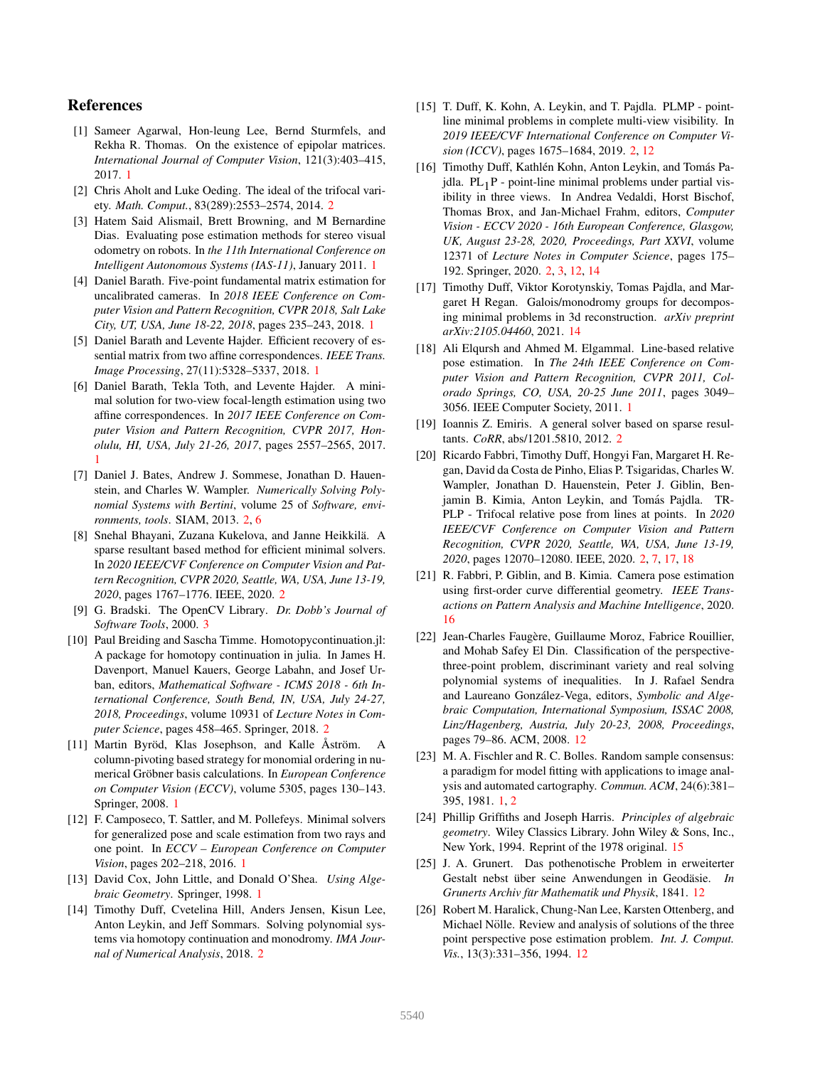## References

[1] Sameer Agarwal, Hon-leung Lee, Bernd Sturmfels, and Rekha R. Thomas. On the existence of epipolar matrices. *International Journal of Computer Vision*, 121(3):403–415, 2017. 1

[2] Chris Aholt and Luke Oeding. The ideal of the trifocal variety. *Math. Comput.*, 83(289):2553–2574, 2014. 2

[3] Hatem Said Alismail, Brett Browning, and M Bernardine Dias. Evaluating pose estimation methods for stereo visual odometry on robots. In *the 11th International Conference on Intelligent Autonomous Systems (IAS-11)*, January 2011. 1

[4] Daniel Barath. Five-point fundamental matrix estimation for uncalibrated cameras. In *2018 IEEE Conference on Computer Vision and Pattern Recognition, CVPR 2018, Salt Lake City, UT, USA, June 18-22, 2018*, pages 235–243, 2018. 1

[5] Daniel Barath and Levente Hajder. Efficient recovery of essential matrix from two affine correspondences. *IEEE Trans. Image Processing*, 27(11):5328–5337, 2018. 1

[6] Daniel Barath, Tekla Toth, and Levente Hajder. A minimal solution for two-view focal-length estimation using two affine correspondences. In *2017 IEEE Conference on Computer Vision and Pattern Recognition, CVPR 2017, Honolulu, HI, USA, July 21-26, 2017*, pages 2557–2565, 2017. 1

[7] Daniel J. Bates, Andrew J. Sommese, Jonathan D. Hauenstein, and Charles W. Wampler. *Numerically Solving Polynomial Systems with Bertini*, volume 25 of *Software, environments, tools*. SIAM, 2013. 2, 6

[8] Snehal Bhayani, Zuzana Kukelova, and Janne Heikkilä. A sparse resultant based method for efficient minimal solvers. In *2020 IEEE/CVF Conference on Computer Vision and Pattern Recognition, CVPR 2020, Seattle, WA, USA, June 13-19, 2020*, pages 1767–1776. IEEE, 2020. 2

[9] G. Bradski. The OpenCV Library. *Dr. Dobb's Journal of Software Tools*, 2000. 3

[10] Paul Breiding and Sascha Timme. Homotopycontinuation.jl: A package for homotopy continuation in julia. In James H. Davenport, Manuel Kauers, George Labahn, and Josef Urban, editors, *Mathematical Software - ICMS 2018 - 6th International Conference, South Bend, IN, USA, July 24-27, 2018, Proceedings*, volume 10931 of *Lecture Notes in Computer Science*, pages 458–465. Springer, 2018. 2

[11] Martin Byröd, Klas Josephson, and Kalle Åström. A column-pivoting based strategy for monomial ordering in numerical Gröbner basis calculations. In *European Conference on Computer Vision (ECCV)*, volume 5305, pages 130–143. Springer, 2008. 1

[12] F. Camposeco, T. Sattler, and M. Pollefeys. Minimal solvers for generalized pose and scale estimation from two rays and one point. In *ECCV – European Conference on Computer Vision*, pages 202–218, 2016. 1

[13] David Cox, John Little, and Donald O'Shea. *Using Algebraic Geometry*. Springer, 1998. 1

[14] Timothy Duff, Cvetelina Hill, Anders Jensen, Kisun Lee, Anton Leykin, and Jeff Sommars. Solving polynomial systems via homotopy continuation and monodromy. *IMA Journal of Numerical Analysis*, 2018. 2

[15] T. Duff, K. Kohn, A. Leykin, and T. Pajdla. PLMP - point-line minimal problems in complete multi-view visibility. In *2019 IEEE/CVF International Conference on Computer Vision (ICCV)*, pages 1675–1684, 2019. 2, 12

[16] Timothy Duff, Kathlén Kohn, Anton Leykin, and Tomás Pajdla. $PL_1P$ - point-line minimal problems under partial visibility in three views. In Andrea Vedaldi, Horst Bischof, Thomas Brox, and Jan-Michael Frahm, editors, *Computer Vision - ECCV 2020 - 16th European Conference, Glasgow, UK, August 23-28, 2020, Proceedings, Part XXVI*, volume 12371 of *Lecture Notes in Computer Science*, pages 175–192. Springer, 2020. 2, 3, 12, 14

[17] Timothy Duff, Viktor Korotynskiy, Tomas Pajdla, and Margaret H Regan. Galois/monodromy groups for decomposing minimal problems in 3d reconstruction. *arXiv preprint arXiv:2105.04460*, 2021. 14

[18] Ali Elqursh and Ahmed M. Elgammal. Line-based relative pose estimation. In *The 24th IEEE Conference on Computer Vision and Pattern Recognition, CVPR 2011, Colorado Springs, CO, USA, 20-25 June 2011*, pages 3049–3056. IEEE Computer Society, 2011. 1

[19] Ioannis Z. Emiris. A general solver based on sparse resultants. *CoRR*, abs/1201.5810, 2012. 2

[20] Ricardo Fabbri, Timothy Duff, Hongyi Fan, Margaret H. Regan, David da Costa de Pinho, Elias P. Tsigaridas, Charles W. Wampler, Jonathan D. Hauenstein, Peter J. Giblin, Benjamin B. Kimia, Anton Leykin, and Tomás Pajdla. TR-PLP - Trifocal relative pose from lines at points. In *2020 IEEE/CVF Conference on Computer Vision and Pattern Recognition, CVPR 2020, Seattle, WA, USA, June 13-19, 2020*, pages 12070–12080. IEEE, 2020. 2, 7, 17, 18

[21] R. Fabbri, P. Giblin, and B. Kimia. Camera pose estimation using first-order curve differential geometry. *IEEE Transactions on Pattern Analysis and Machine Intelligence*, 2020. 16

[22] Jean-Charles Faugère, Guillaume Moroz, Fabrice Rouillier, and Mohab Safey El Din. Classification of the perspective-three-point problem, discriminant variety and real solving polynomial systems of inequalities. In J. Rafael Sendra and Laureano González-Vega, editors, *Symbolic and Algebraic Computation, International Symposium, ISSAC 2008, Linz/Hagenberg, Austria, July 20-23, 2008, Proceedings*, pages 79–86. ACM, 2008. 12

[23] M. A. Fischler and R. C. Bolles. Random sample consensus: a paradigm for model fitting with applications to image analysis and automated cartography. *Commun. ACM*, 24(6):381–395, 1981. 1, 2

[24] Phillip Griffiths and Joseph Harris. *Principles of algebraic geometry*. Wiley Classics Library. John Wiley & Sons, Inc., New York, 1994. Reprint of the 1978 original. 15

[25] J. A. Grunert. Das pothenotische Problem in erweiterter Gestalt nebst über seine Anwendungen in Geodäsie. *In Grunerts Archiv für Mathematik und Physik*, 1841. 12

[26] Robert M. Haralick, Chung-Nan Lee, Karsten Ottenberg, and Michael Nölle. Review and analysis of solutions of the three point perspective pose estimation problem. *Int. J. Comput. Vis.*, 13(3):331–356, 1994. 12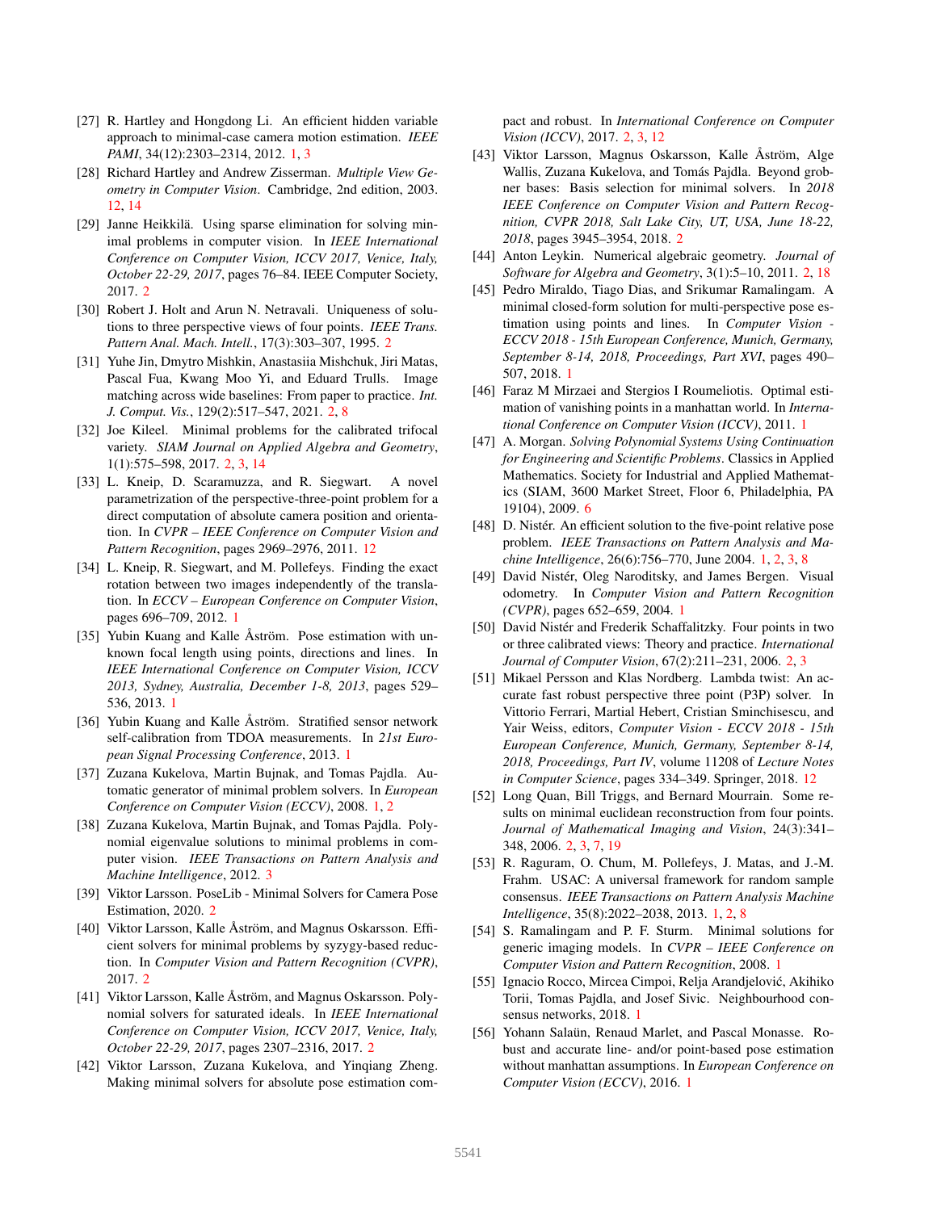[27] R. Hartley and Hongdong Li. An efficient hidden variable approach to minimal-case camera motion estimation. *IEEE PAMI*, 34(12):2303–2314, 2012. 1, 3

[28] Richard Hartley and Andrew Zisserman. *Multiple View Geometry in Computer Vision*. Cambridge, 2nd edition, 2003. 12, 14

[29] Janne Heikkilä. Using sparse elimination for solving minimal problems in computer vision. In *IEEE International Conference on Computer Vision, ICCV 2017, Venice, Italy, October 22-29, 2017*, pages 76–84. IEEE Computer Society, 2017. 2

[30] Robert J. Holt and Arun N. Netravali. Uniqueness of solutions to three perspective views of four points. *IEEE Trans. Pattern Anal. Mach. Intell.*, 17(3):303–307, 1995. 2

[31] Yuhe Jin, Dmytro Mishkin, Anastasiia Mishchuk, Jiri Matas, Pascal Fua, Kwang Moo Yi, and Eduard Trulls. Image matching across wide baselines: From paper to practice. *Int. J. Comput. Vis.*, 129(2):517–547, 2021. 2, 8

[32] Joe Kileel. Minimal problems for the calibrated trifocal variety. *SIAM Journal on Applied Algebra and Geometry*, 1(1):575–598, 2017. 2, 3, 14

[33] L. Kneip, D. Scaramuzza, and R. Siegwart. A novel parametrization of the perspective-three-point problem for a direct computation of absolute camera position and orientation. In *CVPR – IEEE Conference on Computer Vision and Pattern Recognition*, pages 2969–2976, 2011. 12

[34] L. Kneip, R. Siegwart, and M. Pollefeys. Finding the exact rotation between two images independently of the translation. In *ECCV – European Conference on Computer Vision*, pages 696–709, 2012. 1

[35] Yubin Kuang and Kalle Åström. Pose estimation with unknown focal length using points, directions and lines. In *IEEE International Conference on Computer Vision, ICCV 2013, Sydney, Australia, December 1-8, 2013*, pages 529–536, 2013. 1

[36] Yubin Kuang and Kalle Åström. Stratified sensor network self-calibration from TDOA measurements. In *21st European Signal Processing Conference*, 2013. 1

[37] Zuzana Kukelova, Martin Bujnak, and Tomas Pajdla. Automatic generator of minimal problem solvers. In *European Conference on Computer Vision (ECCV)*, 2008. 1, 2

[38] Zuzana Kukelova, Martin Bujnak, and Tomas Pajdla. Polynomial eigenvalue solutions to minimal problems in computer vision. *IEEE Transactions on Pattern Analysis and Machine Intelligence*, 2012. 3

[39] Viktor Larsson. PoseLib - Minimal Solvers for Camera Pose Estimation, 2020. 2

[40] Viktor Larsson, Kalle Åström, and Magnus Oskarsson. Efficient solvers for minimal problems by syzygy-based reduction. In *Computer Vision and Pattern Recognition (CVPR)*, 2017. 2

[41] Viktor Larsson, Kalle Åström, and Magnus Oskarsson. Polynomial solvers for saturated ideals. In *IEEE International Conference on Computer Vision, ICCV 2017, Venice, Italy, October 22-29, 2017*, pages 2307–2316, 2017. 2

[42] Viktor Larsson, Zuzana Kukelova, and Yinqiang Zheng. Making minimal solvers for absolute pose estimation compact and robust. In *International Conference on Computer Vision (ICCV)*, 2017. 2, 3, 12

[43] Viktor Larsson, Magnus Oskarsson, Kalle Åström, Alge Wallis, Zuzana Kukelova, and Tomás Pajdla. Beyond grobner bases: Basis selection for minimal solvers. In *2018 IEEE Conference on Computer Vision and Pattern Recognition, CVPR 2018, Salt Lake City, UT, USA, June 18-22, 2018*, pages 3945–3954, 2018. 2

[44] Anton Leykin. Numerical algebraic geometry. *Journal of Software for Algebra and Geometry*, 3(1):5–10, 2011. 2, 18

[45] Pedro Miraldo, Tiago Dias, and Srikumar Ramalingam. A minimal closed-form solution for multi-perspective pose estimation using points and lines. In *Computer Vision - ECCV 2018 - 15th European Conference, Munich, Germany, September 8-14, 2018, Proceedings, Part XVI*, pages 490–507, 2018. 1

[46] Faraz M Mirzaei and Stergios I Roumeliotis. Optimal estimation of vanishing points in a manhattan world. In *International Conference on Computer Vision (ICCV)*, 2011. 1

[47] A. Morgan. *Solving Polynomial Systems Using Continuation for Engineering and Scientific Problems*. Classics in Applied Mathematics. Society for Industrial and Applied Mathematics (SIAM, 3600 Market Street, Floor 6, Philadelphia, PA 19104), 2009. 6

[48] D. Nistér. An efficient solution to the five-point relative pose problem. *IEEE Transactions on Pattern Analysis and Machine Intelligence*, 26(6):756–770, June 2004. 1, 2, 3, 8

[49] David Nistér, Oleg Naroditsky, and James Bergen. Visual odometry. In *Computer Vision and Pattern Recognition (CVPR)*, pages 652–659, 2004. 1

[50] David Nistér and Frederik Schaffalitzky. Four points in two or three calibrated views: Theory and practice. *International Journal of Computer Vision*, 67(2):211–231, 2006. 2, 3

[51] Mikael Persson and Klas Nordberg. Lambda twist: An accurate fast robust perspective three point (P3P) solver. In Vittorio Ferrari, Martial Hebert, Cristian Sminchisescu, and Yair Weiss, editors, *Computer Vision - ECCV 2018 - 15th European Conference, Munich, Germany, September 8-14, 2018, Proceedings, Part IV*, volume 11208 of *Lecture Notes in Computer Science*, pages 334–349. Springer, 2018. 12

[52] Long Quan, Bill Triggs, and Bernard Mourrain. Some results on minimal euclidean reconstruction from four points. *Journal of Mathematical Imaging and Vision*, 24(3):341–348, 2006. 2, 3, 7, 19

[53] R. Raguram, O. Chum, M. Pollefeys, J. Matas, and J.-M. Frahm. USAC: A universal framework for random sample consensus. *IEEE Transactions on Pattern Analysis Machine Intelligence*, 35(8):2022–2038, 2013. 1, 2, 8

[54] S. Ramalingam and P. F. Sturm. Minimal solutions for generic imaging models. In *CVPR – IEEE Conference on Computer Vision and Pattern Recognition*, 2008. 1

[55] Ignacio Rocco, Mircea Cimpoi, Relja Arandjelović, Akihiko Torii, Tomas Pajdla, and Josef Sivic. Neighbourhood consensus networks, 2018. 1

[56] Yohann Salaün, Renaud Marlet, and Pascal Monasse. Robust and accurate line- and/or point-based pose estimation without manhattan assumptions. In *European Conference on Computer Vision (ECCV)*, 2016. 1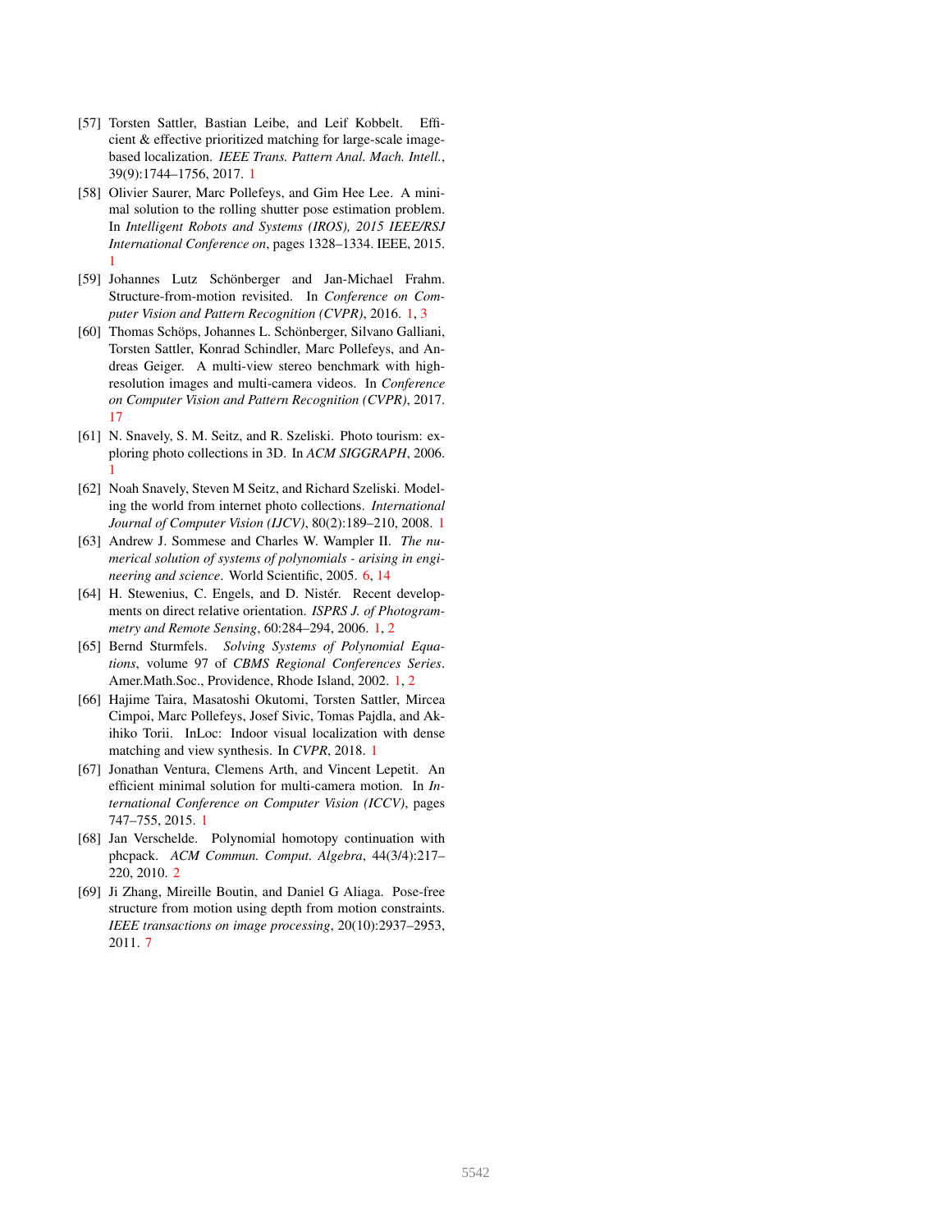- [57] Torsten Sattler, Bastian Leibe, and Leif Kobbelt. Efficient & effective prioritized matching for large-scale image-based localization. *IEEE Trans. Pattern Anal. Mach. Intell.*, 39(9):1744–1756, 2017. 1
- [58] Olivier Saurer, Marc Pollefeys, and Gim Hee Lee. A minimal solution to the rolling shutter pose estimation problem. In *Intelligent Robots and Systems (IROS), 2015 IEEE/RSJ International Conference on*, pages 1328–1334. IEEE, 2015. 1
- [59] Johannes Lutz Schönberger and Jan-Michael Frahm. Structure-from-motion revisited. In *Conference on Computer Vision and Pattern Recognition (CVPR)*, 2016. 1, 3
- [60] Thomas Schöps, Johannes L. Schönberger, Silvano Galliani, Torsten Sattler, Konrad Schindler, Marc Pollefeys, and Andreas Geiger. A multi-view stereo benchmark with high-resolution images and multi-camera videos. In *Conference on Computer Vision and Pattern Recognition (CVPR)*, 2017. 17
- [61] N. Snavely, S. M. Seitz, and R. Szeliski. Photo tourism: exploring photo collections in 3D. In *ACM SIGGRAPH*, 2006. 1
- [62] Noah Snavely, Steven M Seitz, and Richard Szeliski. Modeling the world from internet photo collections. *International Journal of Computer Vision (IJCV)*, 80(2):189–210, 2008. 1
- [63] Andrew J. Sommese and Charles W. Wampler II. *The numerical solution of systems of polynomials - arising in engineering and science*. World Scientific, 2005. 6, 14
- [64] H. Stewenius, C. Engels, and D. Nistér. Recent developments on direct relative orientation. *ISPRS J. of Photogrammetry and Remote Sensing*, 60:284–294, 2006. 1, 2
- [65] Bernd Sturmfels. *Solving Systems of Polynomial Equations*, volume 97 of *CBMS Regional Conferences Series*. Amer.Math.Soc., Providence, Rhode Island, 2002. 1, 2
- [66] Hajime Taira, Masatoshi Okutomi, Torsten Sattler, Mircea Cimpoi, Marc Pollefeys, Josef Sivic, Tomas Pajdla, and Akihiko Torii. InLoc: Indoor visual localization with dense matching and view synthesis. In *CVPR*, 2018. 1
- [67] Jonathan Ventura, Clemens Arth, and Vincent Lepetit. An efficient minimal solution for multi-camera motion. In *International Conference on Computer Vision (ICCV)*, pages 747–755, 2015. 1
- [68] Jan Verschelde. Polynomial homotopy continuation with phcpack. *ACM Commun. Comput. Algebra*, 44(3/4):217–220, 2010. 2
- [69] Ji Zhang, Mireille Boutin, and Daniel G Aliaga. Pose-free structure from motion using depth from motion constraints. *IEEE transactions on image processing*, 20(10):2937–2953, 2011. 7